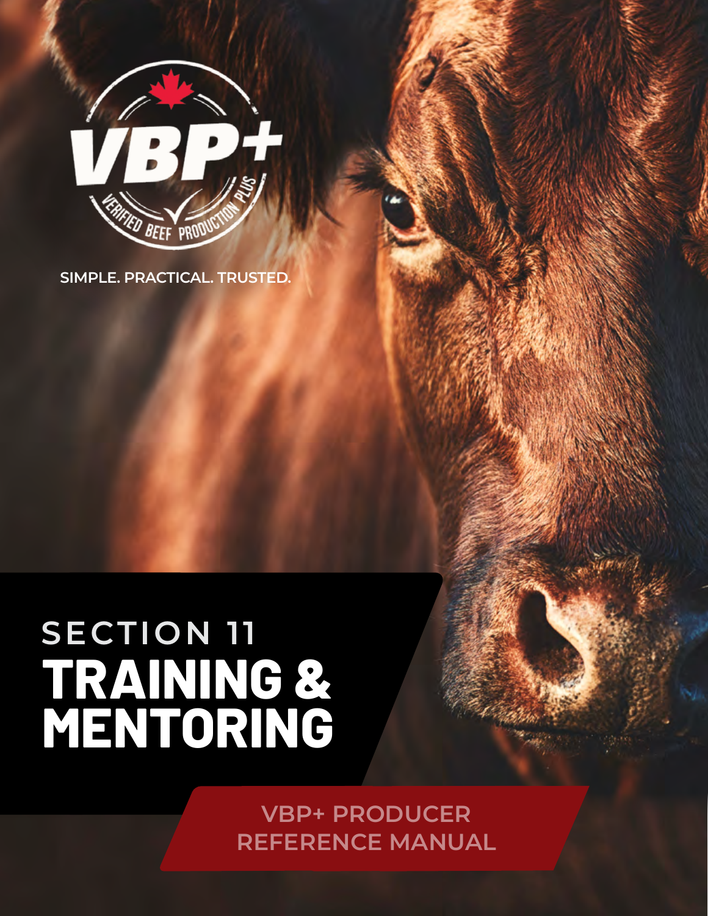VBP+

VERIFIED BEEF PRODUCTION PLUS

SIMPLE. PRACTICAL. TRUSTED.

# SECTION 11
# TRAINING & MENTORING

VBP+ PRODUCER REFERENCE MANUAL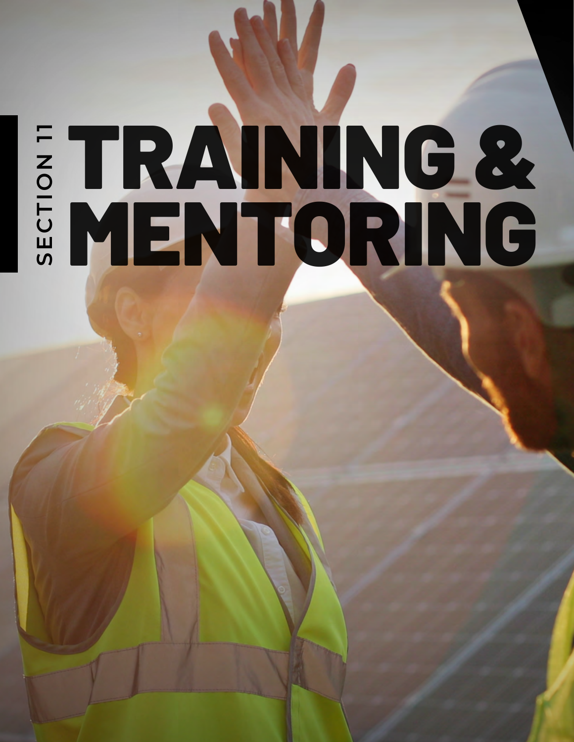SECTION 11

# TRAINING & MENTORING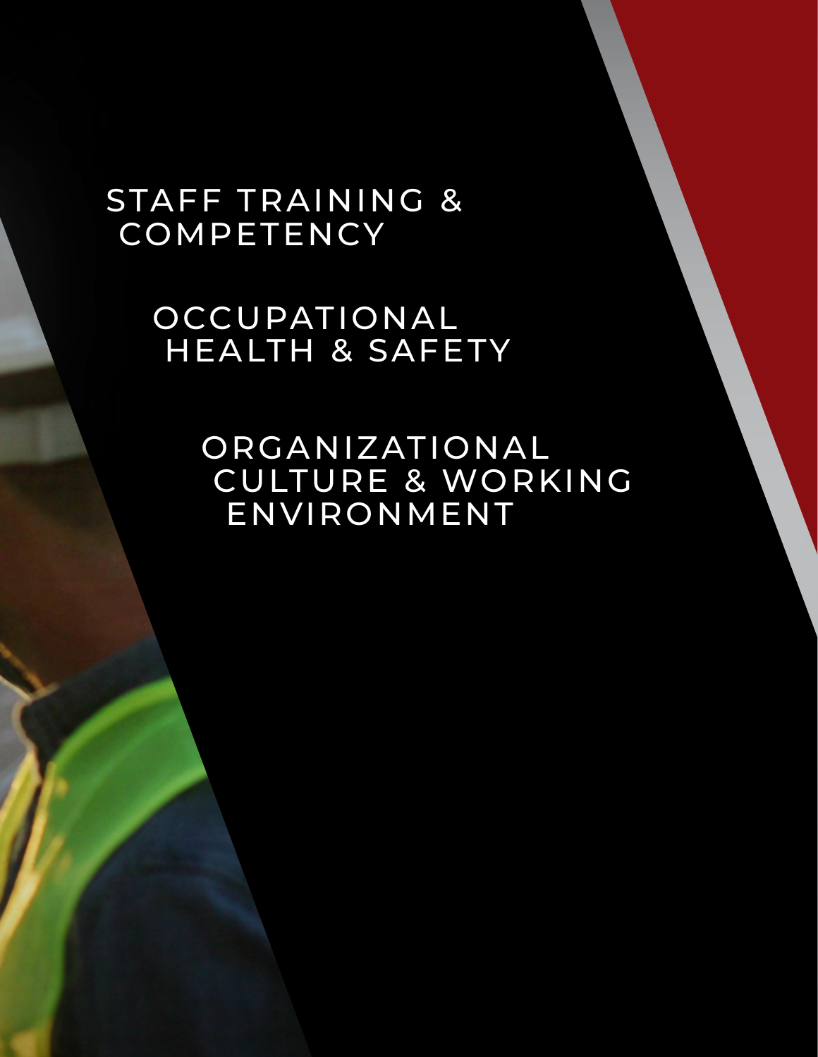# STAFF TRAINING & COMPETENCY

# OCCUPATIONAL HEALTH & SAFETY

# ORGANIZATIONAL CULTURE & WORKING ENVIRONMENT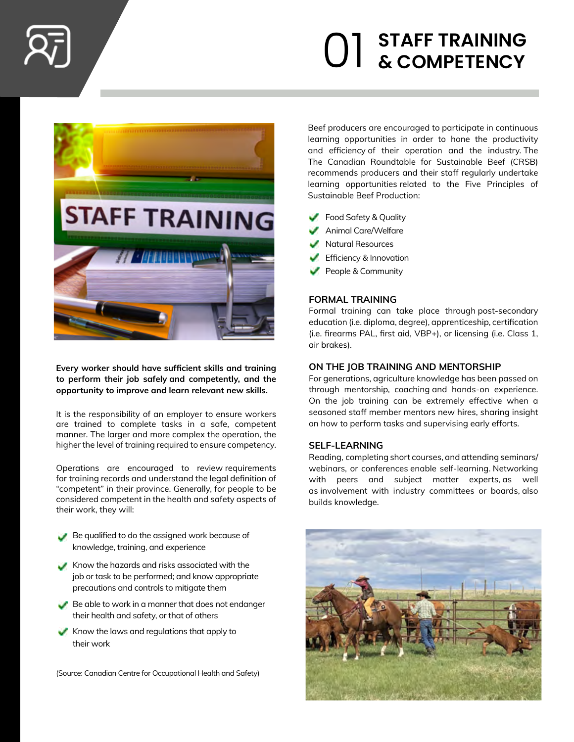# 01 STAFF TRAINING & COMPETENCY

**Every worker should have sufficient skills and training to perform their job safely and competently, and the opportunity to improve and learn relevant new skills.**

It is the responsibility of an employer to ensure workers are trained to complete tasks in a safe, competent manner. The larger and more complex the operation, the higher the level of training required to ensure competency.

Operations are encouraged to review requirements for training records and understand the legal definition of "competent" in their province. Generally, for people to be considered competent in the health and safety aspects of their work, they will:

- Be qualified to do the assigned work because of knowledge, training, and experience
- Know the hazards and risks associated with the job or task to be performed; and know appropriate precautions and controls to mitigate them
- Be able to work in a manner that does not endanger their health and safety, or that of others
- Know the laws and regulations that apply to their work

(Source: Canadian Centre for Occupational Health and Safety)

Beef producers are encouraged to participate in continuous learning opportunities in order to hone the productivity and efficiency of their operation and the industry. The The Canadian Roundtable for Sustainable Beef (CRSB) recommends producers and their staff regularly undertake learning opportunities related to the Five Principles of Sustainable Beef Production:

- Food Safety & Quality
- Animal Care/Welfare
- Natural Resources
- Efficiency & Innovation
- People & Community

### FORMAL TRAINING

Formal training can take place through post-secondary education (i.e. diploma, degree), apprenticeship, certification (i.e. firearms PAL, first aid, VBP+), or licensing (i.e. Class 1, air brakes).

### ON THE JOB TRAINING AND MENTORSHIP

For generations, agriculture knowledge has been passed on through mentorship, coaching and hands-on experience. On the job training can be extremely effective when a seasoned staff member mentors new hires, sharing insight on how to perform tasks and supervising early efforts.

### SELF-LEARNING

Reading, completing short courses, and attending seminars/ webinars, or conferences enable self-learning. Networking with peers and subject matter experts, as well as involvement with industry committees or boards, also builds knowledge.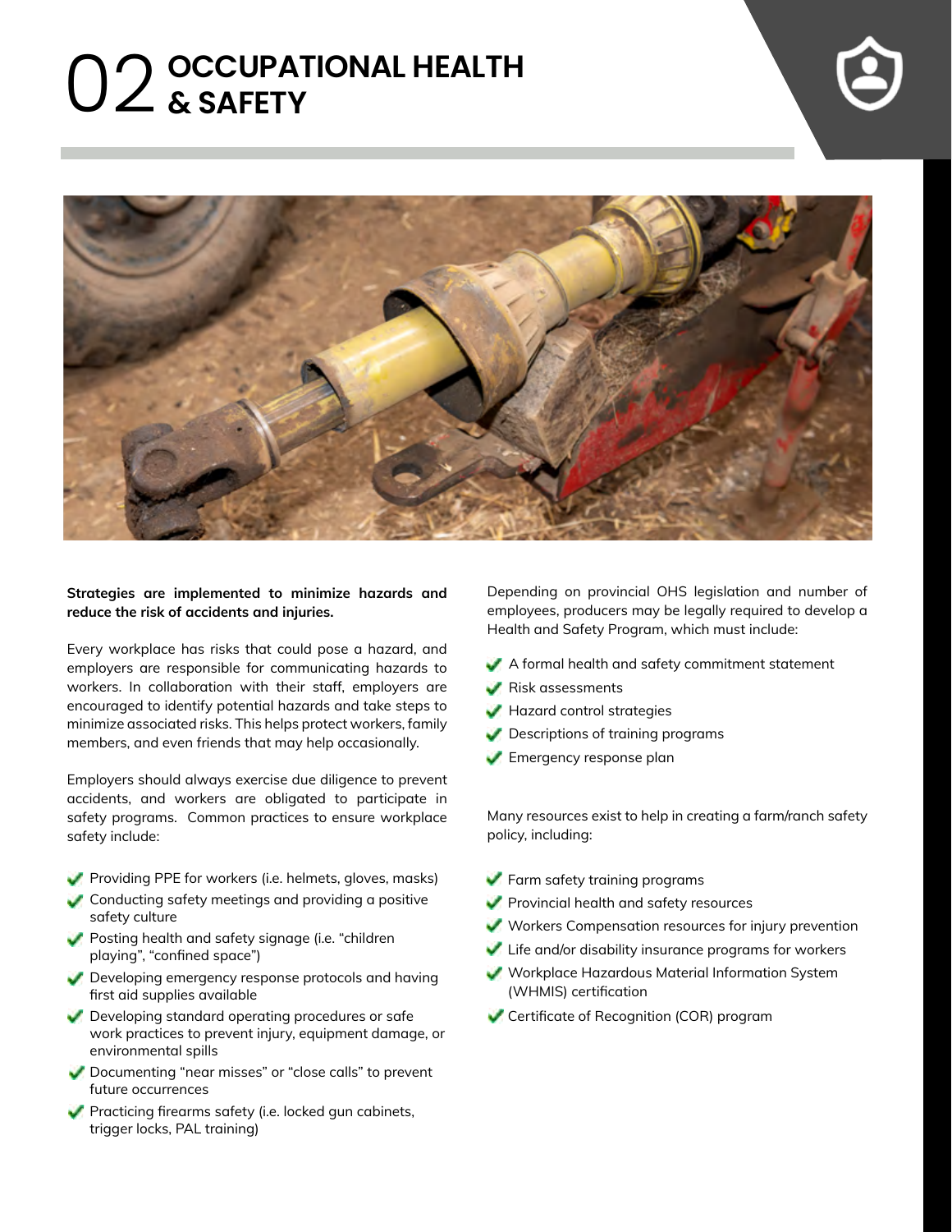# 02 OCCUPATIONAL HEALTH & SAFETY

**Strategies are implemented to minimize hazards and reduce the risk of accidents and injuries.**

Every workplace has risks that could pose a hazard, and employers are responsible for communicating hazards to workers. In collaboration with their staff, employers are encouraged to identify potential hazards and take steps to minimize associated risks. This helps protect workers, family members, and even friends that may help occasionally.

Employers should always exercise due diligence to prevent accidents, and workers are obligated to participate in safety programs. Common practices to ensure workplace safety include:

- Providing PPE for workers (i.e. helmets, gloves, masks)
- Conducting safety meetings and providing a positive safety culture
- Posting health and safety signage (i.e. "children playing", "confined space")
- Developing emergency response protocols and having first aid supplies available
- Developing standard operating procedures or safe work practices to prevent injury, equipment damage, or environmental spills
- Documenting "near misses" or "close calls" to prevent future occurrences
- Practicing firearms safety (i.e. locked gun cabinets, trigger locks, PAL training)

Depending on provincial OHS legislation and number of employees, producers may be legally required to develop a Health and Safety Program, which must include:

- A formal health and safety commitment statement
- Risk assessments
- Hazard control strategies
- Descriptions of training programs
- Emergency response plan

Many resources exist to help in creating a farm/ranch safety policy, including:

- Farm safety training programs
- Provincial health and safety resources
- Workers Compensation resources for injury prevention
- Life and/or disability insurance programs for workers
- Workplace Hazardous Material Information System (WHMIS) certification
- Certificate of Recognition (COR) program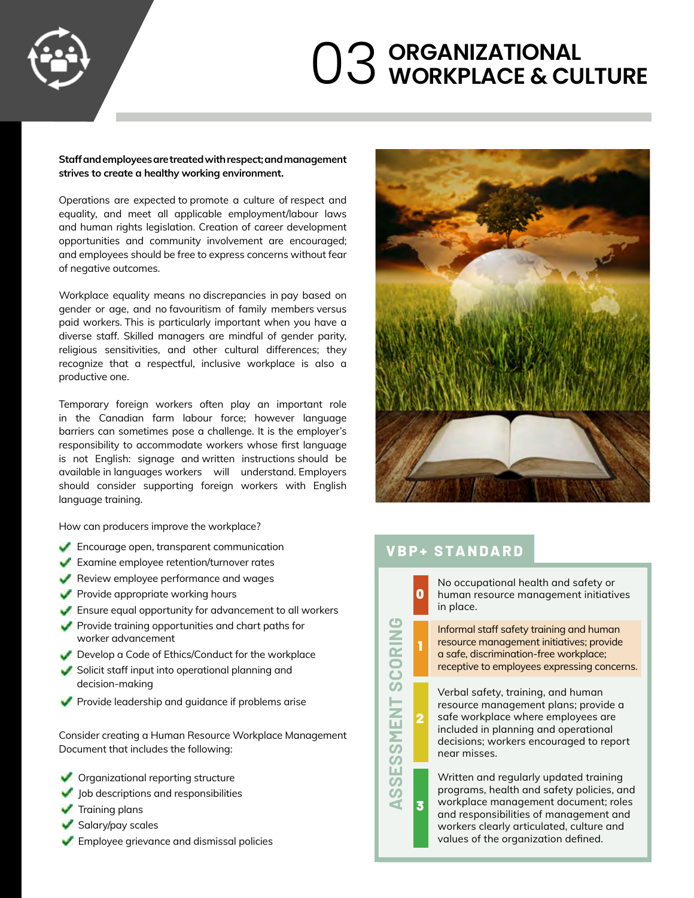# 03 ORGANIZATIONAL WORKPLACE & CULTURE

**Staff and employees are treated with respect; and management strives to create a healthy working environment.**

Operations are expected to promote a culture of respect and equality, and meet all applicable employment/labour laws and human rights legislation. Creation of career development opportunities and community involvement are encouraged; and employees should be free to express concerns without fear of negative outcomes.

Workplace equality means no discrepancies in pay based on gender or age, and no favouritism of family members versus paid workers. This is particularly important when you have a diverse staff. Skilled managers are mindful of gender parity, religious sensitivities, and other cultural differences; they recognize that a respectful, inclusive workplace is also a productive one.

Temporary foreign workers often play an important role in the Canadian farm labour force; however language barriers can sometimes pose a challenge. It is the employer's responsibility to accommodate workers whose first language is not English: signage and written instructions should be available in languages workers will understand. Employers should consider supporting foreign workers with English language training.

How can producers improve the workplace?

- ✔ Encourage open, transparent communication
- ✔ Examine employee retention/turnover rates
- ✔ Review employee performance and wages
- ✔ Provide appropriate working hours
- ✔ Ensure equal opportunity for advancement to all workers
- ✔ Provide training opportunities and chart paths for worker advancement
- ✔ Develop a Code of Ethics/Conduct for the workplace
- ✔ Solicit staff input into operational planning and decision-making
- ✔ Provide leadership and guidance if problems arise

Consider creating a Human Resource Workplace Management Document that includes the following:

- ✔ Organizational reporting structure
- ✔ Job descriptions and responsibilities
- ✔ Training plans
- ✔ Salary/pay scales
- ✔ Employee grievance and dismissal policies

## VBP+ STANDARD

**ASSESSMENT SCORING**

| | |
|---|---|
| 0 | No occupational health and safety or human resource management initiatives in place. |
| 1 | Informal staff safety training and human resource management initiatives; provide a safe, discrimination-free workplace; receptive to employees expressing concerns. |
| 2 | Verbal safety, training, and human resource management plans; provide a safe workplace where employees are included in planning and operational decisions; workers encouraged to report near misses. |
| 3 | Written and regularly updated training programs, health and safety policies, and workplace management document; roles and responsibilities of management and workers clearly articulated, culture and values of the organization defined. |